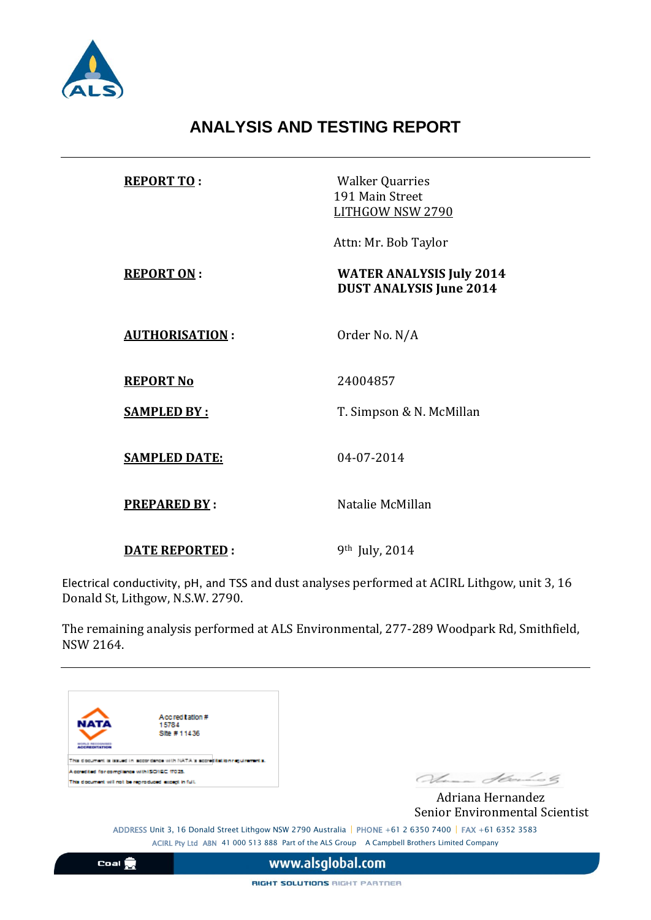# ANALYSIS AND TESTING REPORT

| | |
|---|---|
| **REPORT TO :** | Walker Quarries<br>191 Main Street<br>LITHGOW NSW 2790<br><br>Attn: Mr. Bob Taylor |
| **REPORT ON :** | **WATER ANALYSIS July 2014**<br>**DUST ANALYSIS June 2014** |
| **AUTHORISATION :** | Order No. N/A |
| **REPORT No** | 24004857 |
| **SAMPLED BY :** | T. Simpson & N. McMillan |
| **SAMPLED DATE:** | 04-07-2014 |
| **PREPARED BY :** | Natalie McMillan |
| **DATE REPORTED :** | 9th July, 2014 |

Electrical conductivity, pH, and TSS and dust analyses performed at ACIRL Lithgow, unit 3, 16 Donald St, Lithgow, N.S.W. 2790.

The remaining analysis performed at ALS Environmental, 277-289 Woodpark Rd, Smithfield, NSW 2164.

NATA Accreditation # 15784 Site # 11436

This document is issued in accordance with NATA's accreditation requirements.
Accredited for compliance with ISO/IEC 17025.
This document will not be reproduced except in full.

Adriana Hernandez
Senior Environmental Scientist

ADDRESS Unit 3, 16 Donald Street Lithgow NSW 2790 Australia | PHONE +61 2 6350 7400 | FAX +61 6352 3583
ACIRL Pty Ltd ABN 41 000 513 888 Part of the ALS Group A Campbell Brothers Limited Company

Coal www.alsglobal.com

RIGHT SOLUTIONS RIGHT PARTNER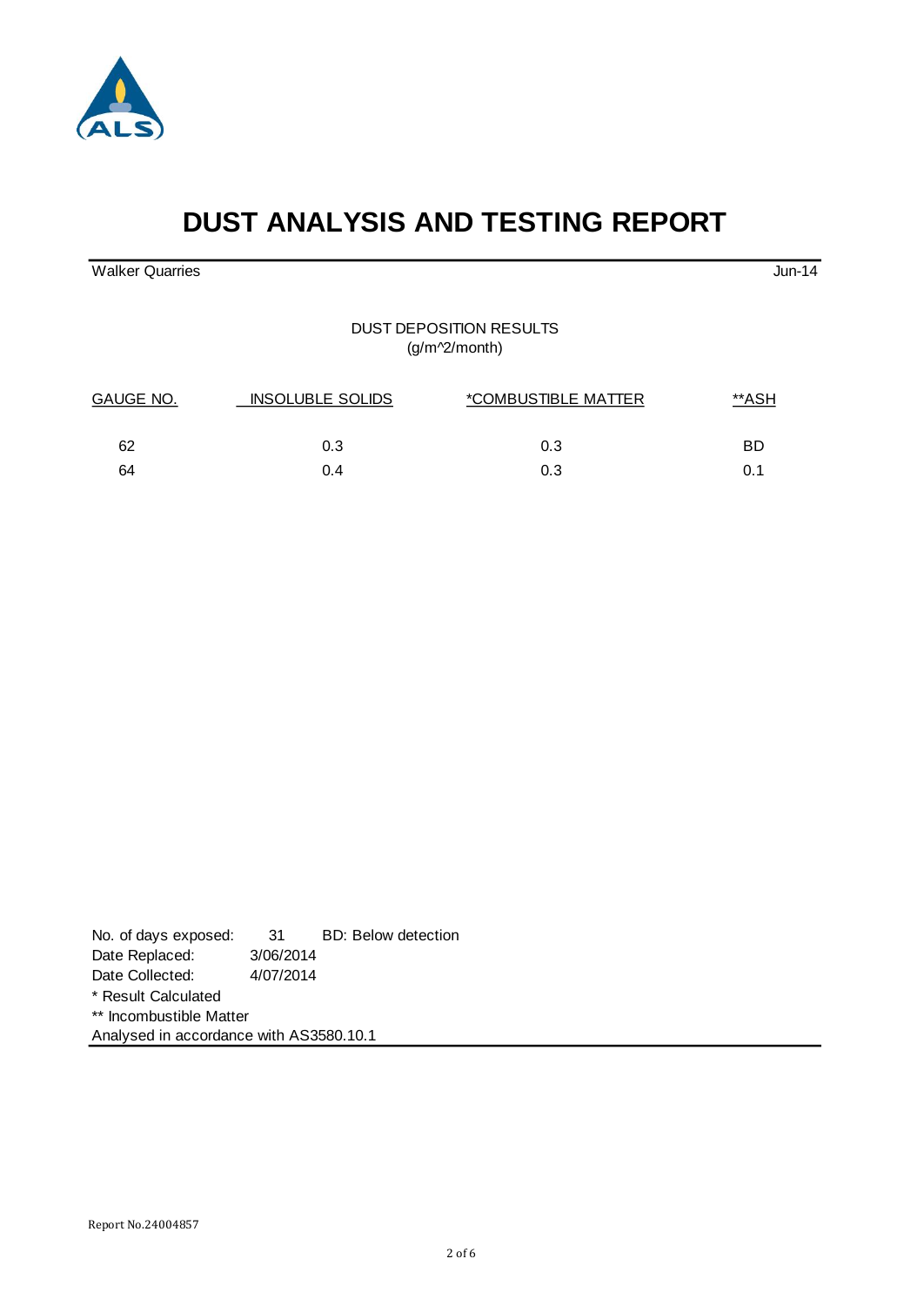# DUST ANALYSIS AND TESTING REPORT

Walker Quarries — Jun-14

DUST DEPOSITION RESULTS
(g/m^2/month)

| GAUGE NO. | INSOLUBLE SOLIDS | *COMBUSTIBLE MATTER | **ASH |
|---|---|---|---|
| 62 | 0.3 | 0.3 | BD |
| 64 | 0.4 | 0.3 | 0.1 |

No. of days exposed: 31 BD: Below detection
Date Replaced: 3/06/2014
Date Collected: 4/07/2014
* Result Calculated
** Incombustible Matter
Analysed in accordance with AS3580.10.1

Report No.24004857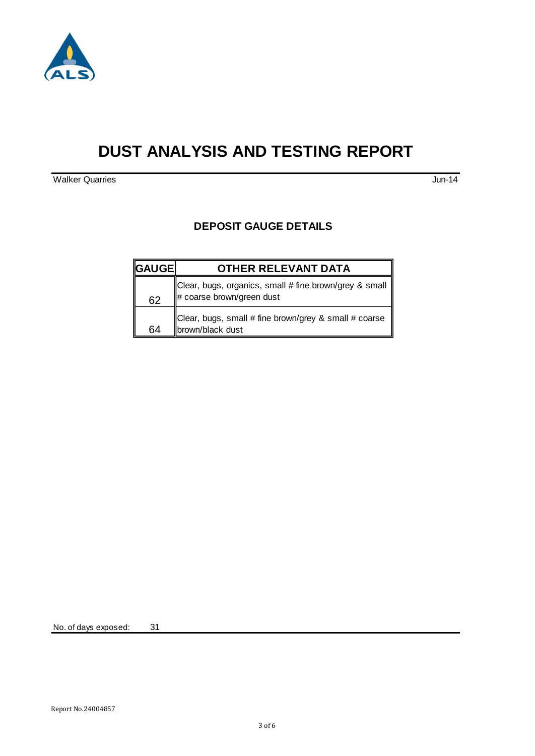# DUST ANALYSIS AND TESTING REPORT

Walker Quarries Jun-14

## DEPOSIT GAUGE DETAILS

| GAUGE | OTHER RELEVANT DATA |
| --- | --- |
| 62 | Clear, bugs, organics, small # fine brown/grey & small # coarse brown/green dust |
| 64 | Clear, bugs, small # fine brown/grey & small # coarse brown/black dust |

No. of days exposed: 31

Report No.24004857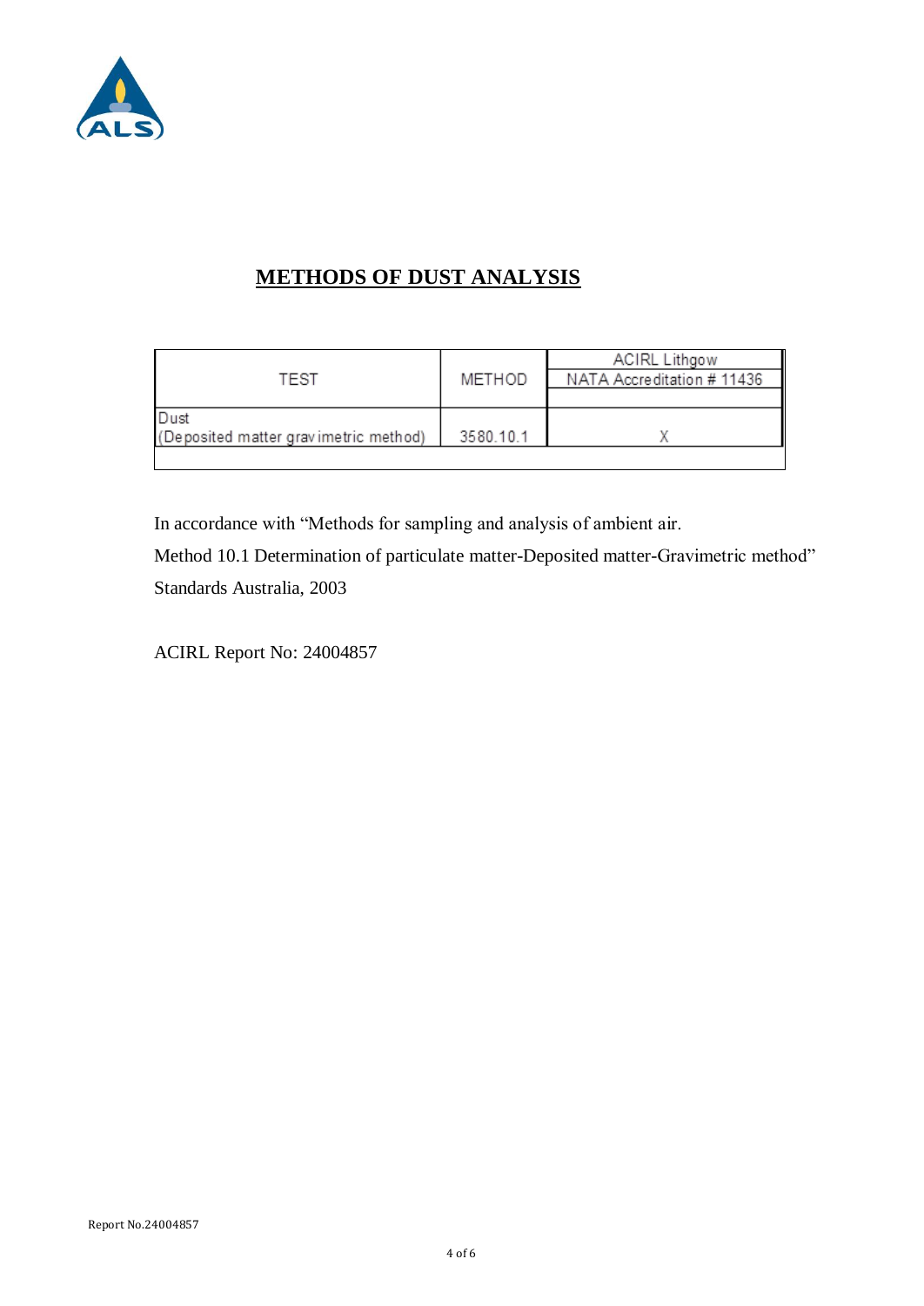# METHODS OF DUST ANALYSIS

| TEST | METHOD | ACIRL Lithgow NATA Accreditation # 11436 |
|---|---|---|
| Dust (Deposited matter gravimetric method) | 3580.10.1 | X |

In accordance with "Methods for sampling and analysis of ambient air.

Method 10.1 Determination of particulate matter-Deposited matter-Gravimetric method"

Standards Australia, 2003

ACIRL Report No: 24004857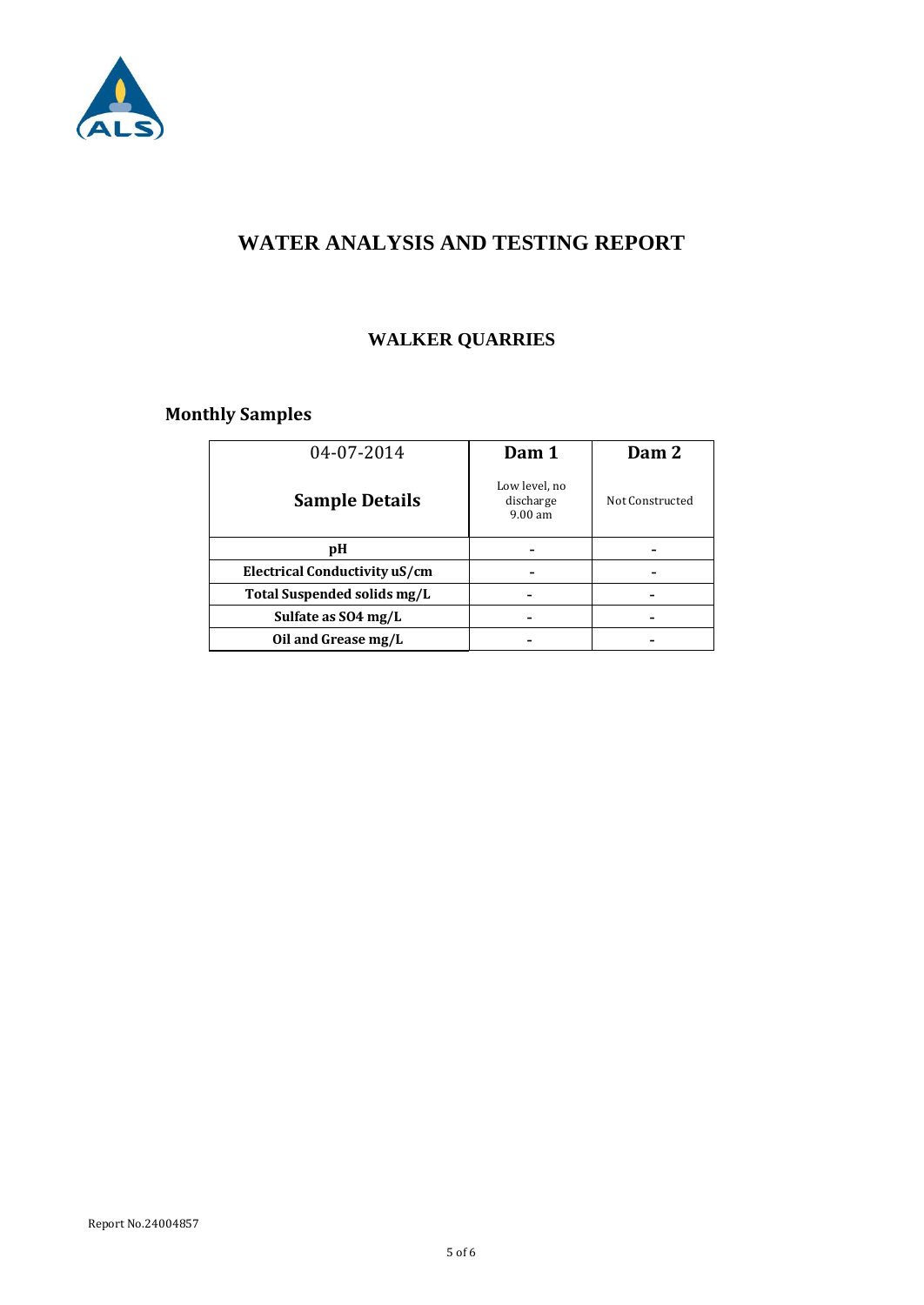# WATER ANALYSIS AND TESTING REPORT

## WALKER QUARRIES

### Monthly Samples

| 04-07-2014<br>**Sample Details** | **Dam 1**<br>Low level, no discharge 9.00 am | **Dam 2**<br>Not Constructed |
|---|---|---|
| **pH** | - | - |
| **Electrical Conductivity uS/cm** | - | - |
| **Total Suspended solids mg/L** | - | - |
| **Sulfate as SO4 mg/L** | - | - |
| **Oil and Grease mg/L** | - | - |

Report No.24004857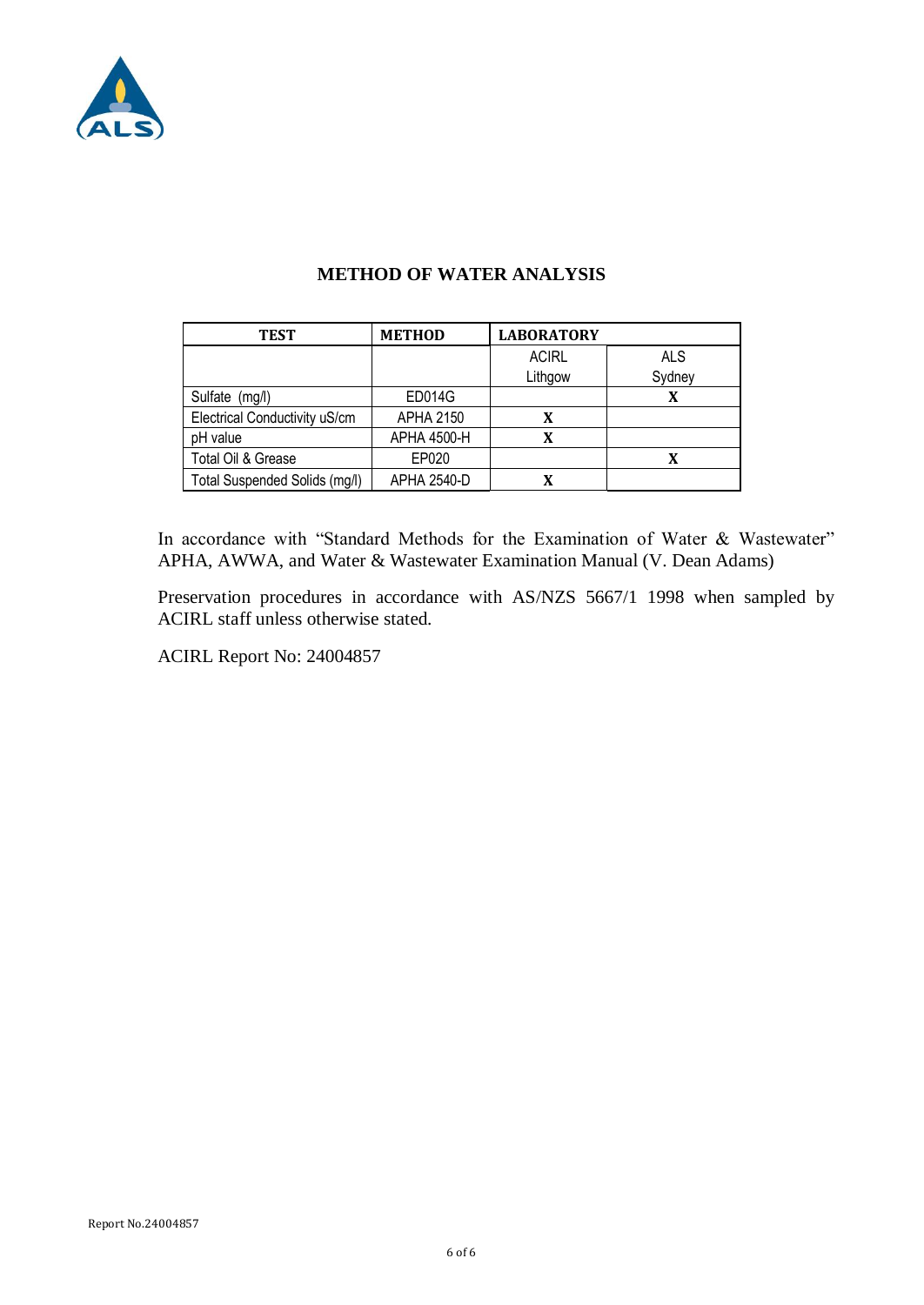## METHOD OF WATER ANALYSIS

| TEST | METHOD | LABORATORY | |
|---|---|---|---|
| | | ACIRL Lithgow | ALS Sydney |
| Sulfate (mg/l) | ED014G | | X |
| Electrical Conductivity uS/cm | APHA 2150 | X | |
| pH value | APHA 4500-H | X | |
| Total Oil & Grease | EP020 | | X |
| Total Suspended Solids (mg/l) | APHA 2540-D | X | |

In accordance with "Standard Methods for the Examination of Water & Wastewater" APHA, AWWA, and Water & Wastewater Examination Manual (V. Dean Adams)

Preservation procedures in accordance with AS/NZS 5667/1 1998 when sampled by ACIRL staff unless otherwise stated.

ACIRL Report No: 24004857